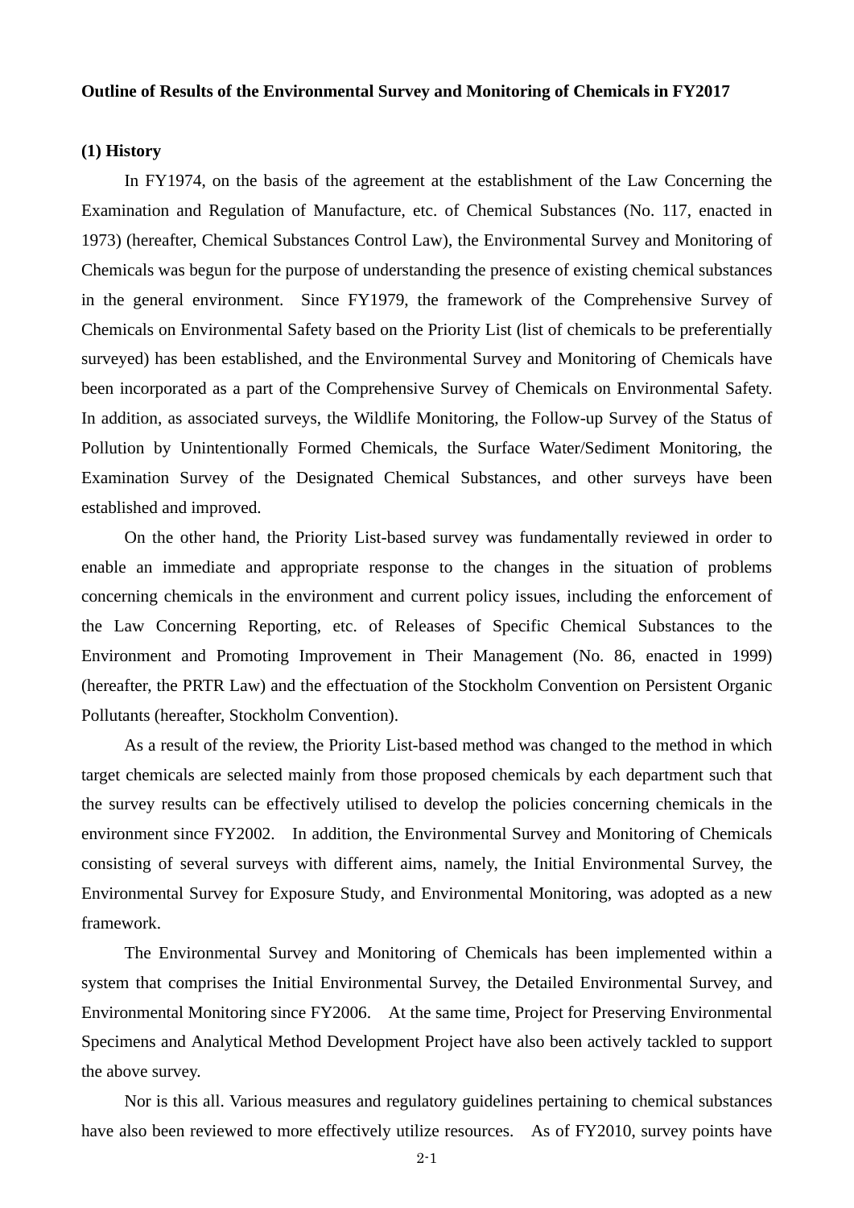**Outline of Results of the Environmental Survey and Monitoring of Chemicals in FY2017**

**(1) History**

In FY1974, on the basis of the agreement at the establishment of the Law Concerning the Examination and Regulation of Manufacture, etc. of Chemical Substances (No. 117, enacted in 1973) (hereafter, Chemical Substances Control Law), the Environmental Survey and Monitoring of Chemicals was begun for the purpose of understanding the presence of existing chemical substances in the general environment. Since FY1979, the framework of the Comprehensive Survey of Chemicals on Environmental Safety based on the Priority List (list of chemicals to be preferentially surveyed) has been established, and the Environmental Survey and Monitoring of Chemicals have been incorporated as a part of the Comprehensive Survey of Chemicals on Environmental Safety. In addition, as associated surveys, the Wildlife Monitoring, the Follow-up Survey of the Status of Pollution by Unintentionally Formed Chemicals, the Surface Water/Sediment Monitoring, the Examination Survey of the Designated Chemical Substances, and other surveys have been established and improved.

On the other hand, the Priority List-based survey was fundamentally reviewed in order to enable an immediate and appropriate response to the changes in the situation of problems concerning chemicals in the environment and current policy issues, including the enforcement of the Law Concerning Reporting, etc. of Releases of Specific Chemical Substances to the Environment and Promoting Improvement in Their Management (No. 86, enacted in 1999) (hereafter, the PRTR Law) and the effectuation of the Stockholm Convention on Persistent Organic Pollutants (hereafter, Stockholm Convention).

As a result of the review, the Priority List-based method was changed to the method in which target chemicals are selected mainly from those proposed chemicals by each department such that the survey results can be effectively utilised to develop the policies concerning chemicals in the environment since FY2002. In addition, the Environmental Survey and Monitoring of Chemicals consisting of several surveys with different aims, namely, the Initial Environmental Survey, the Environmental Survey for Exposure Study, and Environmental Monitoring, was adopted as a new framework.

The Environmental Survey and Monitoring of Chemicals has been implemented within a system that comprises the Initial Environmental Survey, the Detailed Environmental Survey, and Environmental Monitoring since FY2006. At the same time, Project for Preserving Environmental Specimens and Analytical Method Development Project have also been actively tackled to support the above survey.

Nor is this all. Various measures and regulatory guidelines pertaining to chemical substances have also been reviewed to more effectively utilize resources. As of FY2010, survey points have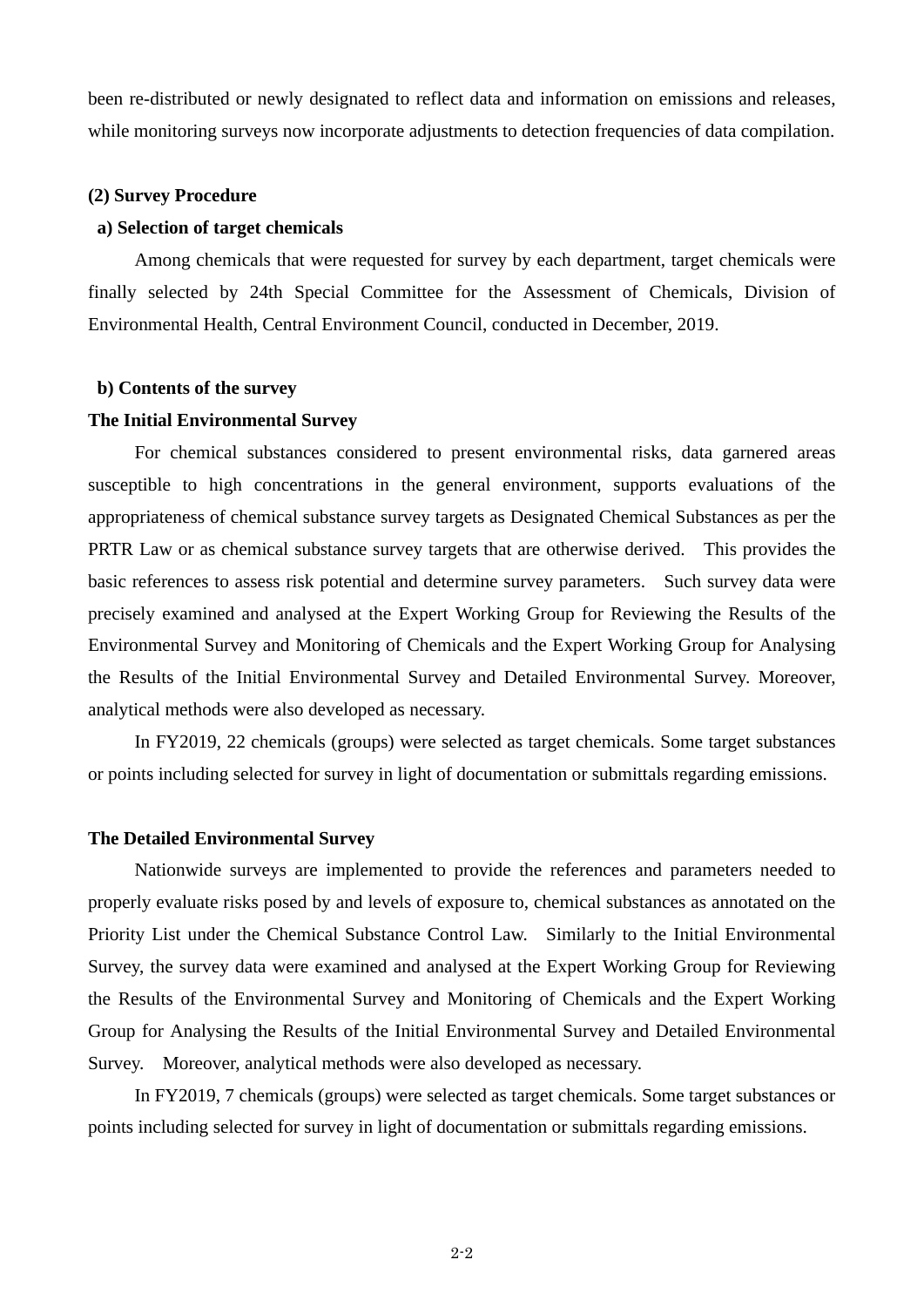been re-distributed or newly designated to reflect data and information on emissions and releases, while monitoring surveys now incorporate adjustments to detection frequencies of data compilation.

**(2) Survey Procedure**

**a) Selection of target chemicals**

Among chemicals that were requested for survey by each department, target chemicals were finally selected by 24th Special Committee for the Assessment of Chemicals, Division of Environmental Health, Central Environment Council, conducted in December, 2019.

**b) Contents of the survey**

**The Initial Environmental Survey**

For chemical substances considered to present environmental risks, data garnered areas susceptible to high concentrations in the general environment, supports evaluations of the appropriateness of chemical substance survey targets as Designated Chemical Substances as per the PRTR Law or as chemical substance survey targets that are otherwise derived. This provides the basic references to assess risk potential and determine survey parameters. Such survey data were precisely examined and analysed at the Expert Working Group for Reviewing the Results of the Environmental Survey and Monitoring of Chemicals and the Expert Working Group for Analysing the Results of the Initial Environmental Survey and Detailed Environmental Survey. Moreover, analytical methods were also developed as necessary.

In FY2019, 22 chemicals (groups) were selected as target chemicals. Some target substances or points including selected for survey in light of documentation or submittals regarding emissions.

**The Detailed Environmental Survey**

Nationwide surveys are implemented to provide the references and parameters needed to properly evaluate risks posed by and levels of exposure to, chemical substances as annotated on the Priority List under the Chemical Substance Control Law. Similarly to the Initial Environmental Survey, the survey data were examined and analysed at the Expert Working Group for Reviewing the Results of the Environmental Survey and Monitoring of Chemicals and the Expert Working Group for Analysing the Results of the Initial Environmental Survey and Detailed Environmental Survey. Moreover, analytical methods were also developed as necessary.

In FY2019, 7 chemicals (groups) were selected as target chemicals. Some target substances or points including selected for survey in light of documentation or submittals regarding emissions.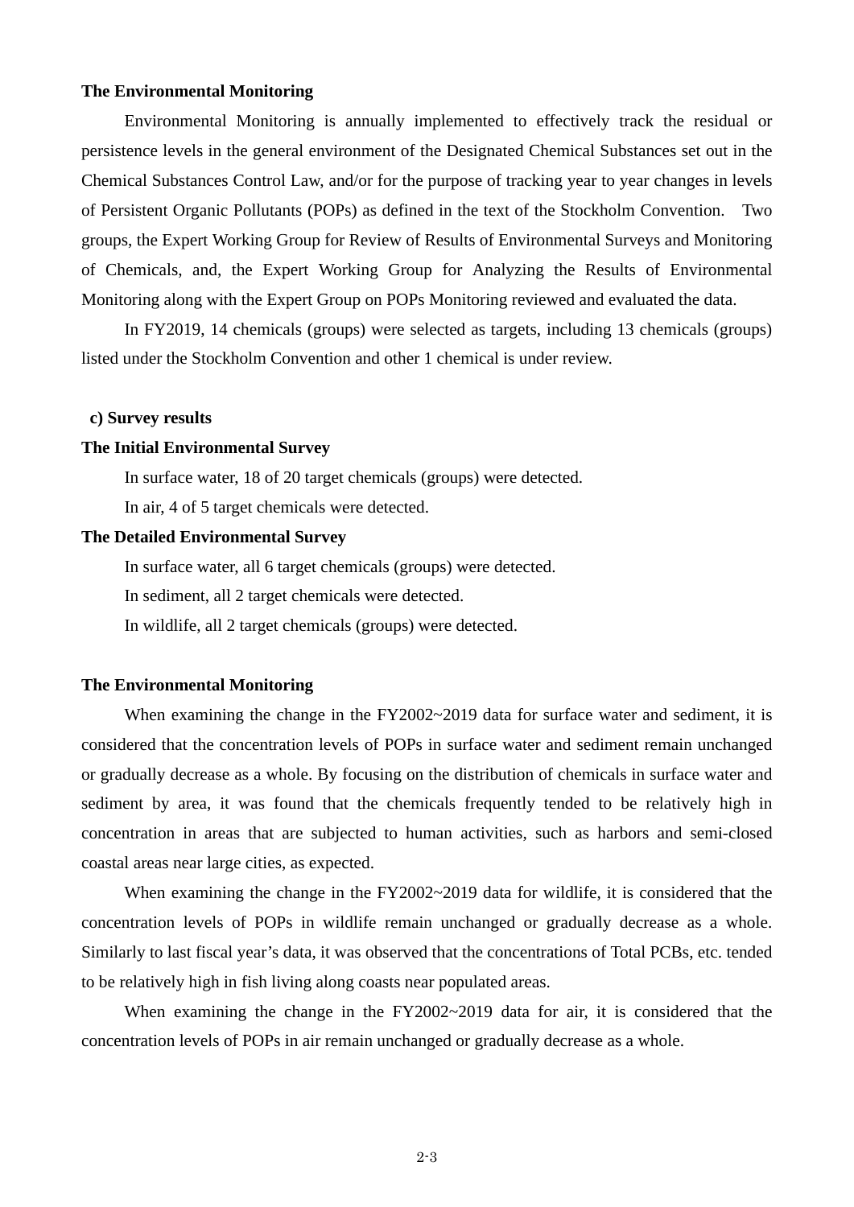**The Environmental Monitoring**

Environmental Monitoring is annually implemented to effectively track the residual or persistence levels in the general environment of the Designated Chemical Substances set out in the Chemical Substances Control Law, and/or for the purpose of tracking year to year changes in levels of Persistent Organic Pollutants (POPs) as defined in the text of the Stockholm Convention. Two groups, the Expert Working Group for Review of Results of Environmental Surveys and Monitoring of Chemicals, and, the Expert Working Group for Analyzing the Results of Environmental Monitoring along with the Expert Group on POPs Monitoring reviewed and evaluated the data.

In FY2019, 14 chemicals (groups) were selected as targets, including 13 chemicals (groups) listed under the Stockholm Convention and other 1 chemical is under review.

**c) Survey results**

**The Initial Environmental Survey**

In surface water, 18 of 20 target chemicals (groups) were detected.

In air, 4 of 5 target chemicals were detected.

**The Detailed Environmental Survey**

In surface water, all 6 target chemicals (groups) were detected.

In sediment, all 2 target chemicals were detected.

In wildlife, all 2 target chemicals (groups) were detected.

**The Environmental Monitoring**

When examining the change in the FY2002~2019 data for surface water and sediment, it is considered that the concentration levels of POPs in surface water and sediment remain unchanged or gradually decrease as a whole. By focusing on the distribution of chemicals in surface water and sediment by area, it was found that the chemicals frequently tended to be relatively high in concentration in areas that are subjected to human activities, such as harbors and semi-closed coastal areas near large cities, as expected.

When examining the change in the FY2002~2019 data for wildlife, it is considered that the concentration levels of POPs in wildlife remain unchanged or gradually decrease as a whole. Similarly to last fiscal year's data, it was observed that the concentrations of Total PCBs, etc. tended to be relatively high in fish living along coasts near populated areas.

When examining the change in the FY2002~2019 data for air, it is considered that the concentration levels of POPs in air remain unchanged or gradually decrease as a whole.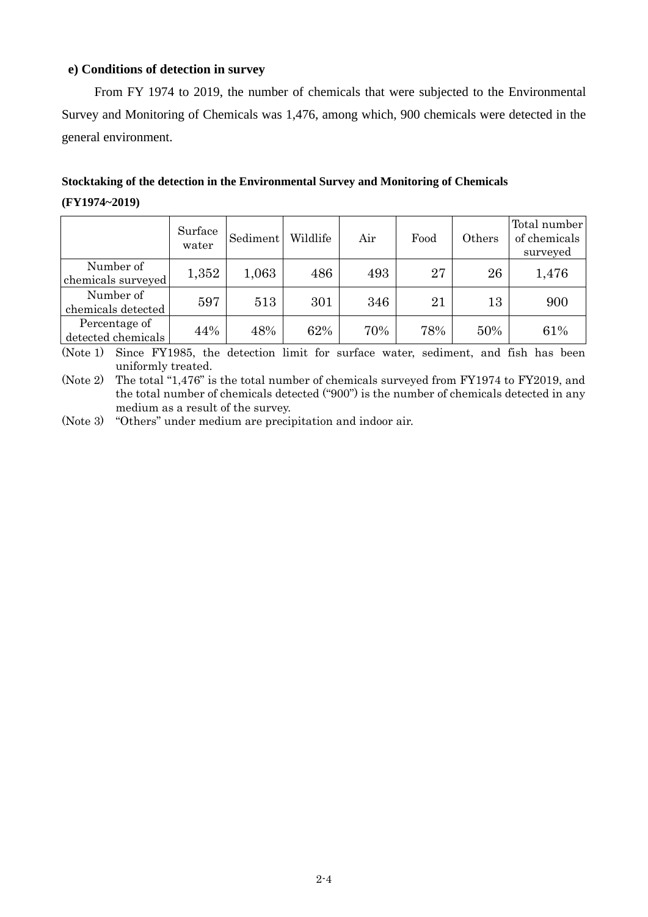### e) Conditions of detection in survey

From FY 1974 to 2019, the number of chemicals that were subjected to the Environmental Survey and Monitoring of Chemicals was 1,476, among which, 900 chemicals were detected in the general environment.

**Stocktaking of the detection in the Environmental Survey and Monitoring of Chemicals (FY1974~2019)**

| | Surface water | Sediment | Wildlife | Air | Food | Others | Total number of chemicals surveyed |
|---|---|---|---|---|---|---|---|
| Number of chemicals surveyed | 1,352 | 1,063 | 486 | 493 | 27 | 26 | 1,476 |
| Number of chemicals detected | 597 | 513 | 301 | 346 | 21 | 13 | 900 |
| Percentage of detected chemicals | 44% | 48% | 62% | 70% | 78% | 50% | 61% |

(Note 1) Since FY1985, the detection limit for surface water, sediment, and fish has been uniformly treated.

(Note 2) The total "1,476" is the total number of chemicals surveyed from FY1974 to FY2019, and the total number of chemicals detected ("900") is the number of chemicals detected in any medium as a result of the survey.

(Note 3) "Others" under medium are precipitation and indoor air.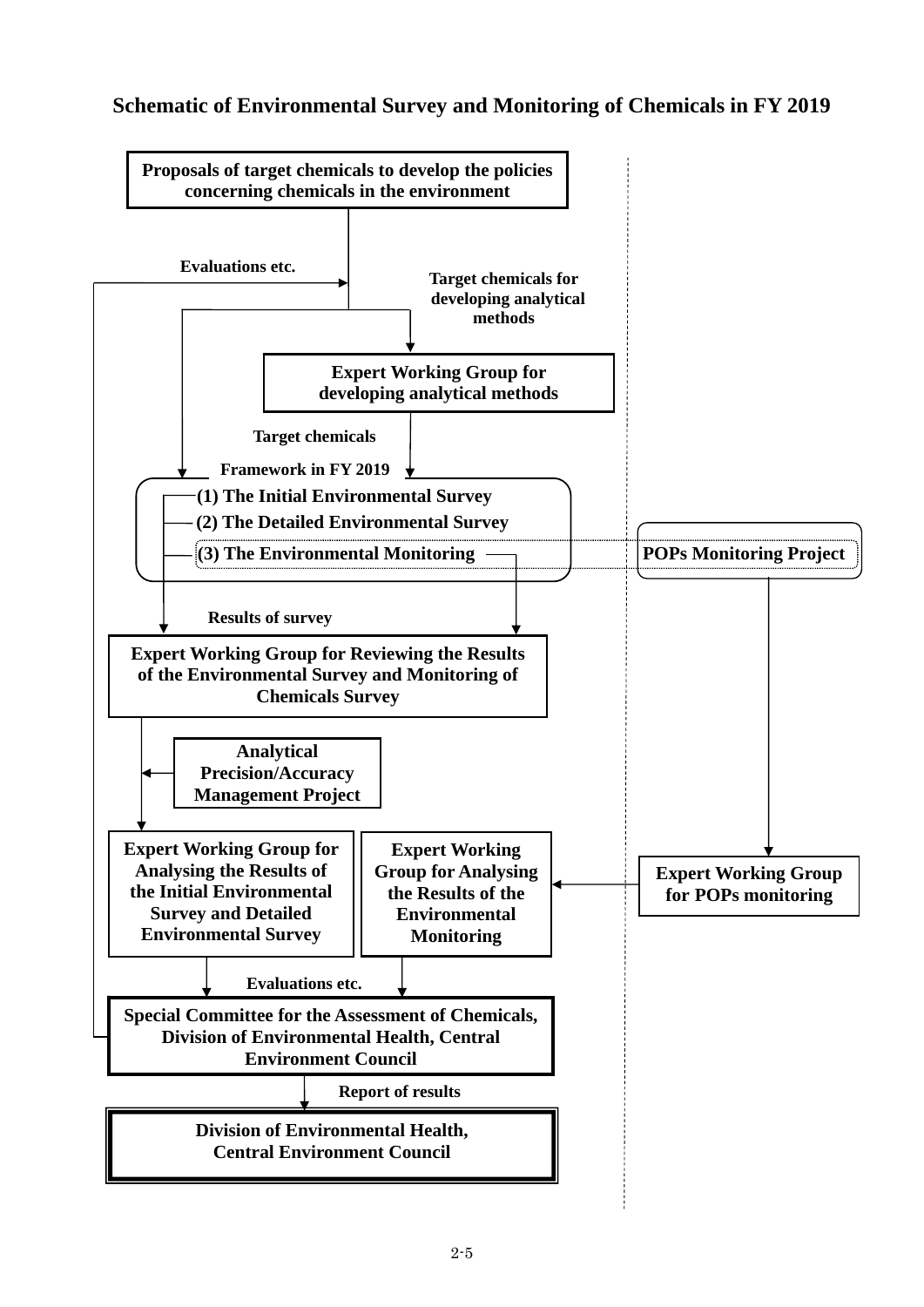## Schematic of Environmental Survey and Monitoring of Chemicals in FY 2019

Proposals of target chemicals to develop the policies concerning chemicals in the environment

Evaluations etc.

Target chemicals for developing analytical methods

Expert Working Group for developing analytical methods

Target chemicals

Framework in FY 2019

(1) The Initial Environmental Survey

(2) The Detailed Environmental Survey

(3) The Environmental Monitoring

POPs Monitoring Project

Results of survey

Expert Working Group for Reviewing the Results of the Environmental Survey and Monitoring of Chemicals Survey

Analytical Precision/Accuracy Management Project

Expert Working Group for Analysing the Results of the Initial Environmental Survey and Detailed Environmental Survey

Expert Working Group for Analysing the Results of the Environmental Monitoring

Expert Working Group for POPs monitoring

Evaluations etc.

Special Committee for the Assessment of Chemicals, Division of Environmental Health, Central Environment Council

Report of results

Division of Environmental Health, Central Environment Council